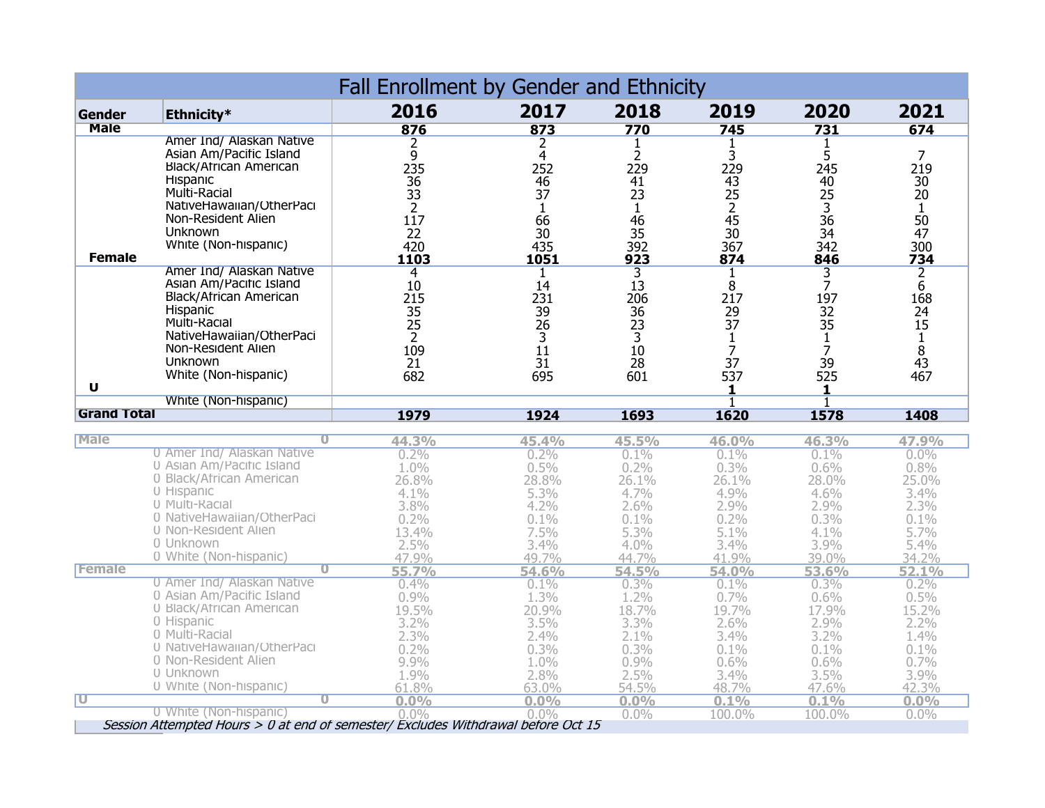# Fall Enrollment by Gender and Ethnicity

| Gender | Ethnicity* | 2016 | 2017 | 2018 | 2019 | 2020 | 2021 |
|---|---|---|---|---|---|---|---|
| **Male** | | **876** | **873** | **770** | **745** | **731** | **674** |
| | Amer Ind/ Alaskan Native | 2 | 2 | 1 | 1 | 1 | |
| | Asian Am/Pacific Island | 9 | 4 | 2 | 3 | 5 | 7 |
| | Black/African American | 235 | 252 | 229 | 229 | 245 | 219 |
| | Hispanic | 36 | 46 | 41 | 43 | 40 | 30 |
| | Multi-Racial | 33 | 37 | 23 | 25 | 25 | 20 |
| | NativeHawaiian/OtherPaci | 2 | 1 | 1 | 2 | 3 | 1 |
| | Non-Resident Alien | 117 | 66 | 46 | 45 | 36 | 50 |
| | Unknown | 22 | 30 | 35 | 30 | 34 | 47 |
| | White (Non-hispanic) | 420 | 435 | 392 | 367 | 342 | 300 |
| **Female** | | **1103** | **1051** | **923** | **874** | **846** | **734** |
| | Amer Ind/ Alaskan Native | 4 | 1 | 3 | 1 | 3 | 2 |
| | Asian Am/Pacific Island | 10 | 14 | 13 | 8 | 7 | 6 |
| | Black/African American | 215 | 231 | 206 | 217 | 197 | 168 |
| | Hispanic | 35 | 39 | 36 | 29 | 32 | 24 |
| | Multi-Racial | 25 | 26 | 23 | 37 | 35 | 15 |
| | NativeHawaiian/OtherPaci | 2 | 3 | 3 | 1 | 1 | 1 |
| | Non-Resident Alien | 109 | 11 | 10 | 7 | 7 | 8 |
| | Unknown | 21 | 31 | 28 | 37 | 39 | 43 |
| | White (Non-hispanic) | 682 | 695 | 601 | 537 | 525 | 467 |
| **U** | | | | | **1** | **1** | |
| | White (Non-hispanic) | | | | 1 | 1 | |
| **Grand Total** | | **1979** | **1924** | **1693** | **1620** | **1578** | **1408** |

| Gender | | Ethnicity | 2016 | 2017 | 2018 | 2019 | 2020 | 2021 |
|---|---|---|---|---|---|---|---|---|
| **Male** | 0 | | **44.3%** | **45.4%** | **45.5%** | **46.0%** | **46.3%** | **47.9%** |
| | 0 | Amer Ind/ Alaskan Native | 0.2% | 0.2% | 0.1% | 0.1% | 0.1% | 0.0% |
| | 0 | Asian Am/Pacific Island | 1.0% | 0.5% | 0.2% | 0.3% | 0.6% | 0.8% |
| | 0 | Black/African American | 26.8% | 28.8% | 26.1% | 26.1% | 28.0% | 25.0% |
| | 0 | Hispanic | 4.1% | 5.3% | 4.7% | 4.9% | 4.6% | 3.4% |
| | 0 | Multi-Racial | 3.8% | 4.2% | 2.6% | 2.9% | 2.9% | 2.3% |
| | 0 | NativeHawaiian/OtherPaci | 0.2% | 0.1% | 0.1% | 0.2% | 0.3% | 0.1% |
| | 0 | Non-Resident Alien | 13.4% | 7.5% | 5.3% | 5.1% | 4.1% | 5.7% |
| | 0 | Unknown | 2.5% | 3.4% | 4.0% | 3.4% | 3.9% | 5.4% |
| | 0 | White (Non-hispanic) | 47.9% | 49.7% | 44.7% | 41.9% | 39.0% | 34.2% |
| **Female** | 0 | | **55.7%** | **54.6%** | **54.5%** | **54.0%** | **53.6%** | **52.1%** |
| | 0 | Amer Ind/ Alaskan Native | 0.4% | 0.1% | 0.3% | 0.1% | 0.3% | 0.2% |
| | 0 | Asian Am/Pacific Island | 0.9% | 1.3% | 1.2% | 0.7% | 0.6% | 0.5% |
| | 0 | Black/African American | 19.5% | 20.9% | 18.7% | 19.7% | 17.9% | 15.2% |
| | 0 | Hispanic | 3.2% | 3.5% | 3.3% | 2.6% | 2.9% | 2.2% |
| | 0 | Multi-Racial | 2.3% | 2.4% | 2.1% | 3.4% | 3.2% | 1.4% |
| | 0 | NativeHawaiian/OtherPaci | 0.2% | 0.3% | 0.3% | 0.1% | 0.1% | 0.1% |
| | 0 | Non-Resident Alien | 9.9% | 1.0% | 0.9% | 0.6% | 0.6% | 0.7% |
| | 0 | Unknown | 1.9% | 2.8% | 2.5% | 3.4% | 3.5% | 3.9% |
| | 0 | White (Non-hispanic) | 61.8% | 63.0% | 54.5% | 48.7% | 47.6% | 42.3% |
| **U** | 0 | | **0.0%** | **0.0%** | **0.0%** | **0.1%** | **0.1%** | **0.0%** |
| | 0 | White (Non-hispanic) | 0.0% | 0.0% | 0.0% | 100.0% | 100.0% | 0.0% |

*Session Attempted Hours > 0 at end of semester/ Excludes Withdrawal before Oct 15*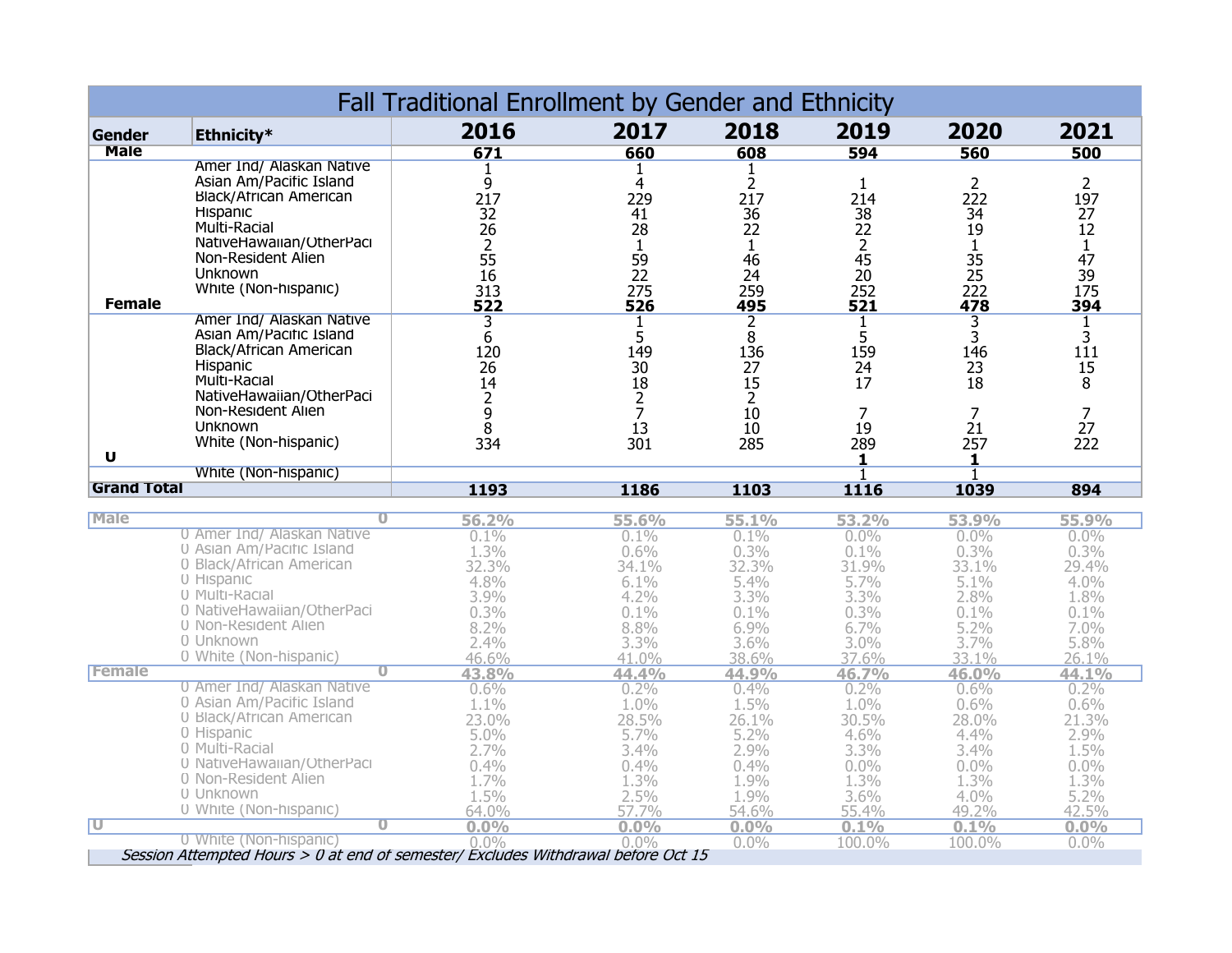# Fall Traditional Enrollment by Gender and Ethnicity

| Gender | Ethnicity* | 2016 | 2017 | 2018 | 2019 | 2020 | 2021 |
|---|---|---|---|---|---|---|---|
| **Male** | | **671** | **660** | **608** | **594** | **560** | **500** |
| | Amer Ind/ Alaskan Native | 1 | 1 | 1 | | | |
| | Asian Am/Pacific Island | 9 | 4 | 2 | 1 | 2 | 2 |
| | Black/African American | 217 | 229 | 217 | 214 | 222 | 197 |
| | Hispanic | 32 | 41 | 36 | 38 | 34 | 27 |
| | Multi-Racial | 26 | 28 | 22 | 22 | 19 | 12 |
| | NativeHawaiian/OtherPaci | 2 | 1 | 1 | 2 | 1 | 1 |
| | Non-Resident Alien | 55 | 59 | 46 | 45 | 35 | 47 |
| | Unknown | 16 | 22 | 24 | 20 | 25 | 39 |
| | White (Non-hispanic) | 313 | 275 | 259 | 252 | 222 | 175 |
| **Female** | | **522** | **526** | **495** | **521** | **478** | **394** |
| | Amer Ind/ Alaskan Native | 3 | 1 | 2 | 1 | 3 | 1 |
| | Asian Am/Pacific Island | 6 | 5 | 8 | 5 | 3 | 3 |
| | Black/African American | 120 | 149 | 136 | 159 | 146 | 111 |
| | Hispanic | 26 | 30 | 27 | 24 | 23 | 15 |
| | Multi-Racial | 14 | 18 | 15 | 17 | 18 | 8 |
| | NativeHawaiian/OtherPaci | 2 | 2 | 2 | | | |
| | Non-Resident Alien | 9 | 7 | 10 | 7 | 7 | 7 |
| | Unknown | 8 | 13 | 10 | 19 | 21 | 27 |
| | White (Non-hispanic) | 334 | 301 | 285 | 289 | 257 | 222 |
| **U** | | | | | **1** | **1** | |
| | White (Non-hispanic) | | | | 1 | 1 | |
| **Grand Total** | | **1193** | **1186** | **1103** | **1116** | **1039** | **894** |

| Gender | | Ethnicity | 2016 | 2017 | 2018 | 2019 | 2020 | 2021 |
|---|---|---|---|---|---|---|---|---|
| **Male** | **0** | | **56.2%** | **55.6%** | **55.1%** | **53.2%** | **53.9%** | **55.9%** |
| | 0 | Amer Ind/ Alaskan Native | 0.1% | 0.1% | 0.1% | 0.0% | 0.0% | 0.0% |
| | 0 | Asian Am/Pacific Island | 1.3% | 0.6% | 0.3% | 0.1% | 0.3% | 0.3% |
| | 0 | Black/African American | 32.3% | 34.1% | 32.3% | 31.9% | 33.1% | 29.4% |
| | 0 | Hispanic | 4.8% | 6.1% | 5.4% | 5.7% | 5.1% | 4.0% |
| | 0 | Multi-Racial | 3.9% | 4.2% | 3.3% | 3.3% | 2.8% | 1.8% |
| | 0 | NativeHawaiian/OtherPaci | 0.3% | 0.1% | 0.1% | 0.3% | 0.1% | 0.1% |
| | 0 | Non-Resident Alien | 8.2% | 8.8% | 6.9% | 6.7% | 5.2% | 7.0% |
| | 0 | Unknown | 2.4% | 3.3% | 3.6% | 3.0% | 3.7% | 5.8% |
| | 0 | White (Non-hispanic) | 46.6% | 41.0% | 38.6% | 37.6% | 33.1% | 26.1% |
| **Female** | **0** | | **43.8%** | **44.4%** | **44.9%** | **46.7%** | **46.0%** | **44.1%** |
| | 0 | Amer Ind/ Alaskan Native | 0.6% | 0.2% | 0.4% | 0.2% | 0.6% | 0.2% |
| | 0 | Asian Am/Pacific Island | 1.1% | 1.0% | 1.5% | 1.0% | 0.6% | 0.6% |
| | 0 | Black/African American | 23.0% | 28.5% | 26.1% | 30.5% | 28.0% | 21.3% |
| | 0 | Hispanic | 5.0% | 5.7% | 5.2% | 4.6% | 4.4% | 2.9% |
| | 0 | Multi-Racial | 2.7% | 3.4% | 2.9% | 3.3% | 3.4% | 1.5% |
| | 0 | NativeHawaiian/OtherPaci | 0.4% | 0.4% | 0.4% | 0.0% | 0.0% | 0.0% |
| | 0 | Non-Resident Alien | 1.7% | 1.3% | 1.9% | 1.3% | 1.3% | 1.3% |
| | 0 | Unknown | 1.5% | 2.5% | 1.9% | 3.6% | 4.0% | 5.2% |
| | 0 | White (Non-hispanic) | 64.0% | 57.7% | 54.6% | 55.4% | 49.2% | 42.5% |
| **U** | **0** | | **0.0%** | **0.0%** | **0.0%** | **0.1%** | **0.1%** | **0.0%** |
| | 0 | White (Non-hispanic) | 0.0% | 0.0% | 0.0% | 100.0% | 100.0% | 0.0% |

*Session Attempted Hours > 0 at end of semester/ Excludes Withdrawal before Oct 15*